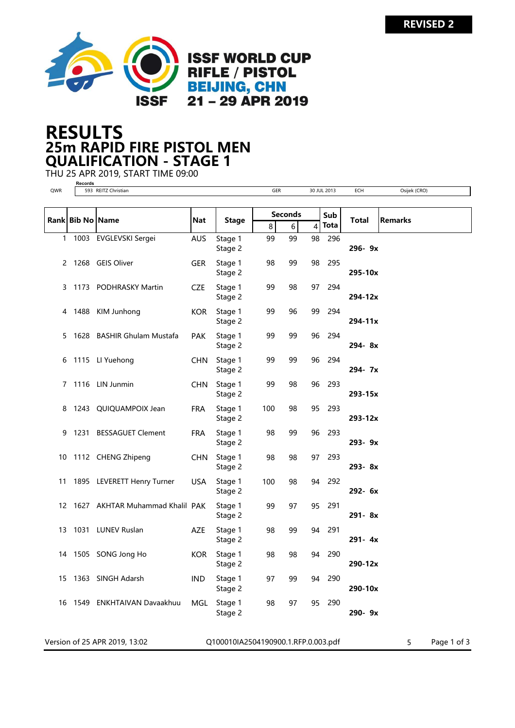REVISED 2

**ISSF WORLD CUP**
**RIFLE / PISTOL**
**BEIJING, CHN**
**21 – 29 APR 2019**

# RESULTS
## 25m RAPID FIRE PISTOL MEN
## QUALIFICATION - STAGE 1

THU 25 APR 2019, START TIME 09:00

Records

| | | | | | |
|---|---|---|---|---|---|
| QWR | 593 REITZ Christian | GER | 30 JUL 2013 | ECH | Osijek (CRO) |

| Rank | Bib No | Name | Nat | Stage | Seconds 8 | Seconds 6 | Seconds 4 | Sub Tota | Total | Remarks |
|---|---|---|---|---|---|---|---|---|---|---|
| 1 | 1003 | EVGLEVSKI Sergei | AUS | Stage 1 | 99 | 99 | 98 | 296 | | |
| | | | | Stage 2 | | | | | 296- 9x | |
| 2 | 1268 | GEIS Oliver | GER | Stage 1 | 98 | 99 | 98 | 295 | | |
| | | | | Stage 2 | | | | | 295-10x | |
| 3 | 1173 | PODHRASKY Martin | CZE | Stage 1 | 99 | 98 | 97 | 294 | | |
| | | | | Stage 2 | | | | | 294-12x | |
| 4 | 1488 | KIM Junhong | KOR | Stage 1 | 99 | 96 | 99 | 294 | | |
| | | | | Stage 2 | | | | | 294-11x | |
| 5 | 1628 | BASHIR Ghulam Mustafa | PAK | Stage 1 | 99 | 99 | 96 | 294 | | |
| | | | | Stage 2 | | | | | 294- 8x | |
| 6 | 1115 | LI Yuehong | CHN | Stage 1 | 99 | 99 | 96 | 294 | | |
| | | | | Stage 2 | | | | | 294- 7x | |
| 7 | 1116 | LIN Junmin | CHN | Stage 1 | 99 | 98 | 96 | 293 | | |
| | | | | Stage 2 | | | | | 293-15x | |
| 8 | 1243 | QUIQUAMPOIX Jean | FRA | Stage 1 | 100 | 98 | 95 | 293 | | |
| | | | | Stage 2 | | | | | 293-12x | |
| 9 | 1231 | BESSAGUET Clement | FRA | Stage 1 | 98 | 99 | 96 | 293 | | |
| | | | | Stage 2 | | | | | 293- 9x | |
| 10 | 1112 | CHENG Zhipeng | CHN | Stage 1 | 98 | 98 | 97 | 293 | | |
| | | | | Stage 2 | | | | | 293- 8x | |
| 11 | 1895 | LEVERETT Henry Turner | USA | Stage 1 | 100 | 98 | 94 | 292 | | |
| | | | | Stage 2 | | | | | 292- 6x | |
| 12 | 1627 | AKHTAR Muhammad Khalil | PAK | Stage 1 | 99 | 97 | 95 | 291 | | |
| | | | | Stage 2 | | | | | 291- 8x | |
| 13 | 1031 | LUNEV Ruslan | AZE | Stage 1 | 98 | 99 | 94 | 291 | | |
| | | | | Stage 2 | | | | | 291- 4x | |
| 14 | 1505 | SONG Jong Ho | KOR | Stage 1 | 98 | 98 | 94 | 290 | | |
| | | | | Stage 2 | | | | | 290-12x | |
| 15 | 1363 | SINGH Adarsh | IND | Stage 1 | 97 | 99 | 94 | 290 | | |
| | | | | Stage 2 | | | | | 290-10x | |
| 16 | 1549 | ENKHTAIVAN Davaakhuu | MGL | Stage 1 | 98 | 97 | 95 | 290 | | |
| | | | | Stage 2 | | | | | 290- 9x | |

Version of 25 APR 2019, 13:02 Q100010IA2504190900.1.RFP.0.003.pdf 5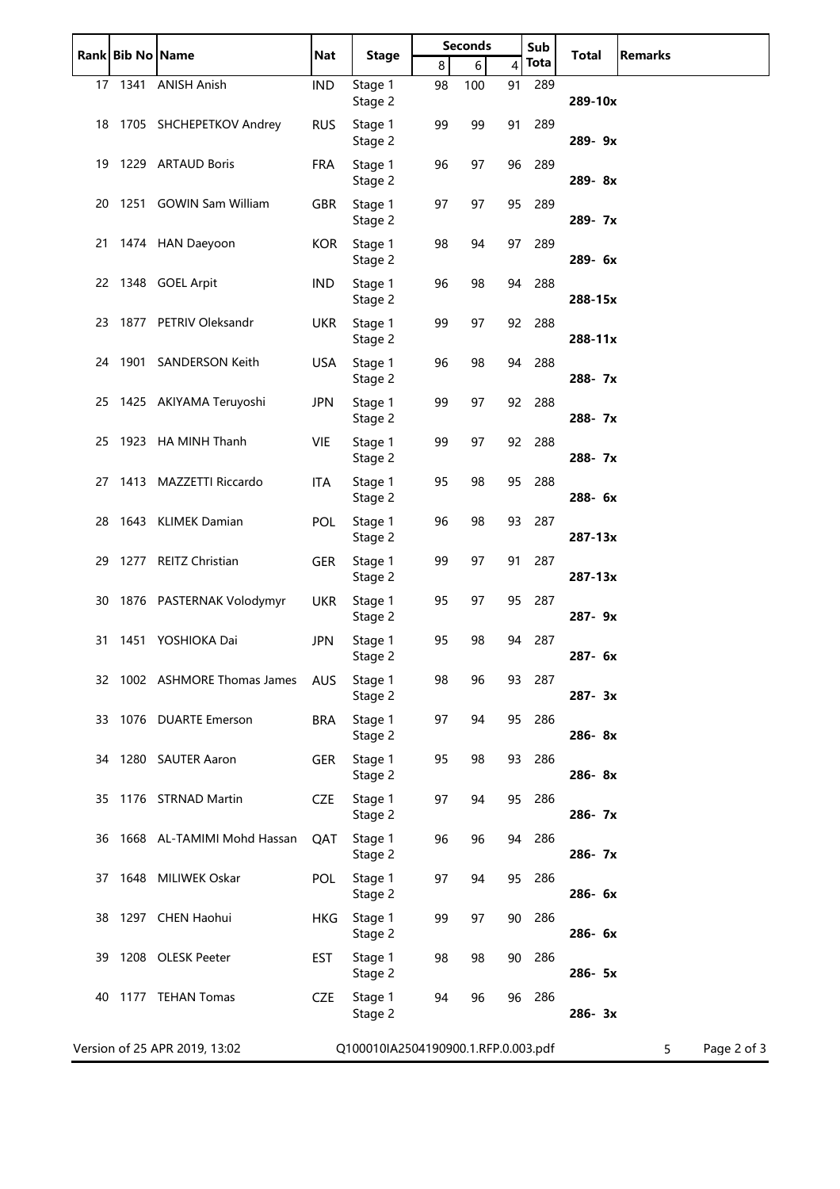| Rank | Bib No | Name | Nat | Stage | Seconds | | | Sub Tota | Total | Remarks |
|---|---|---|---|---|---|---|---|---|---|---|
| | | | | | 8 | 6 | 4 | | | |
| 17 | 1341 | ANISH Anish | IND | Stage 1 | 98 | 100 | 91 | 289 | | |
| | | | | Stage 2 | | | | | 289-10x | |
| 18 | 1705 | SHCHEPETKOV Andrey | RUS | Stage 1 | 99 | 99 | 91 | 289 | | |
| | | | | Stage 2 | | | | | 289- 9x | |
| 19 | 1229 | ARTAUD Boris | FRA | Stage 1 | 96 | 97 | 96 | 289 | | |
| | | | | Stage 2 | | | | | 289- 8x | |
| 20 | 1251 | GOWIN Sam William | GBR | Stage 1 | 97 | 97 | 95 | 289 | | |
| | | | | Stage 2 | | | | | 289- 7x | |
| 21 | 1474 | HAN Daeyoon | KOR | Stage 1 | 98 | 94 | 97 | 289 | | |
| | | | | Stage 2 | | | | | 289- 6x | |
| 22 | 1348 | GOEL Arpit | IND | Stage 1 | 96 | 98 | 94 | 288 | | |
| | | | | Stage 2 | | | | | 288-15x | |
| 23 | 1877 | PETRIV Oleksandr | UKR | Stage 1 | 99 | 97 | 92 | 288 | | |
| | | | | Stage 2 | | | | | 288-11x | |
| 24 | 1901 | SANDERSON Keith | USA | Stage 1 | 96 | 98 | 94 | 288 | | |
| | | | | Stage 2 | | | | | 288- 7x | |
| 25 | 1425 | AKIYAMA Teruyoshi | JPN | Stage 1 | 99 | 97 | 92 | 288 | | |
| | | | | Stage 2 | | | | | 288- 7x | |
| 25 | 1923 | HA MINH Thanh | VIE | Stage 1 | 99 | 97 | 92 | 288 | | |
| | | | | Stage 2 | | | | | 288- 7x | |
| 27 | 1413 | MAZZETTI Riccardo | ITA | Stage 1 | 95 | 98 | 95 | 288 | | |
| | | | | Stage 2 | | | | | 288- 6x | |
| 28 | 1643 | KLIMEK Damian | POL | Stage 1 | 96 | 98 | 93 | 287 | | |
| | | | | Stage 2 | | | | | 287-13x | |
| 29 | 1277 | REITZ Christian | GER | Stage 1 | 99 | 97 | 91 | 287 | | |
| | | | | Stage 2 | | | | | 287-13x | |
| 30 | 1876 | PASTERNAK Volodymyr | UKR | Stage 1 | 95 | 97 | 95 | 287 | | |
| | | | | Stage 2 | | | | | 287- 9x | |
| 31 | 1451 | YOSHIOKA Dai | JPN | Stage 1 | 95 | 98 | 94 | 287 | | |
| | | | | Stage 2 | | | | | 287- 6x | |
| 32 | 1002 | ASHMORE Thomas James | AUS | Stage 1 | 98 | 96 | 93 | 287 | | |
| | | | | Stage 2 | | | | | 287- 3x | |
| 33 | 1076 | DUARTE Emerson | BRA | Stage 1 | 97 | 94 | 95 | 286 | | |
| | | | | Stage 2 | | | | | 286- 8x | |
| 34 | 1280 | SAUTER Aaron | GER | Stage 1 | 95 | 98 | 93 | 286 | | |
| | | | | Stage 2 | | | | | 286- 8x | |
| 35 | 1176 | STRNAD Martin | CZE | Stage 1 | 97 | 94 | 95 | 286 | | |
| | | | | Stage 2 | | | | | 286- 7x | |
| 36 | 1668 | AL-TAMIMI Mohd Hassan | QAT | Stage 1 | 96 | 96 | 94 | 286 | | |
| | | | | Stage 2 | | | | | 286- 7x | |
| 37 | 1648 | MILIWEK Oskar | POL | Stage 1 | 97 | 94 | 95 | 286 | | |
| | | | | Stage 2 | | | | | 286- 6x | |
| 38 | 1297 | CHEN Haohui | HKG | Stage 1 | 99 | 97 | 90 | 286 | | |
| | | | | Stage 2 | | | | | 286- 6x | |
| 39 | 1208 | OLESK Peeter | EST | Stage 1 | 98 | 98 | 90 | 286 | | |
| | | | | Stage 2 | | | | | 286- 5x | |
| 40 | 1177 | TEHAN Tomas | CZE | Stage 1 | 94 | 96 | 96 | 286 | | |
| | | | | Stage 2 | | | | | 286- 3x | |

Version of 25 APR 2019, 13:02 Q100010IA2504190900.1.RFP.0.003.pdf 5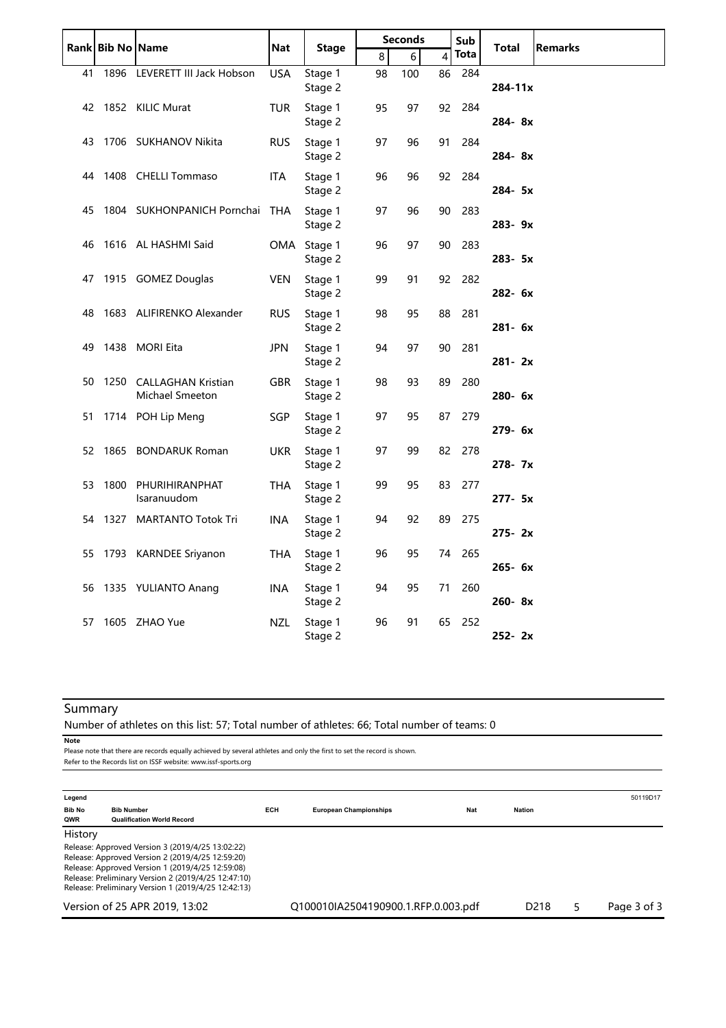| Rank | Bib No | Name | Nat | Stage | Seconds | | | Sub Tota | Total | Remarks |
|---|---|---|---|---|---|---|---|---|---|---|
| | | | | | 8 | 6 | 4 | | | |
| 41 | 1896 | LEVERETT III Jack Hobson | USA | Stage 1<br>Stage 2 | 98 | 100 | 86 | 284 | 284-11x | |
| 42 | 1852 | KILIC Murat | TUR | Stage 1<br>Stage 2 | 95 | 97 | 92 | 284 | 284- 8x | |
| 43 | 1706 | SUKHANOV Nikita | RUS | Stage 1<br>Stage 2 | 97 | 96 | 91 | 284 | 284- 8x | |
| 44 | 1408 | CHELLI Tommaso | ITA | Stage 1<br>Stage 2 | 96 | 96 | 92 | 284 | 284- 5x | |
| 45 | 1804 | SUKHONPANICH Pornchai | THA | Stage 1<br>Stage 2 | 97 | 96 | 90 | 283 | 283- 9x | |
| 46 | 1616 | AL HASHMI Said | OMA | Stage 1<br>Stage 2 | 96 | 97 | 90 | 283 | 283- 5x | |
| 47 | 1915 | GOMEZ Douglas | VEN | Stage 1<br>Stage 2 | 99 | 91 | 92 | 282 | 282- 6x | |
| 48 | 1683 | ALIFIRENKO Alexander | RUS | Stage 1<br>Stage 2 | 98 | 95 | 88 | 281 | 281- 6x | |
| 49 | 1438 | MORI Eita | JPN | Stage 1<br>Stage 2 | 94 | 97 | 90 | 281 | 281- 2x | |
| 50 | 1250 | CALLAGHAN Kristian Michael Smeeton | GBR | Stage 1<br>Stage 2 | 98 | 93 | 89 | 280 | 280- 6x | |
| 51 | 1714 | POH Lip Meng | SGP | Stage 1<br>Stage 2 | 97 | 95 | 87 | 279 | 279- 6x | |
| 52 | 1865 | BONDARUK Roman | UKR | Stage 1<br>Stage 2 | 97 | 99 | 82 | 278 | 278- 7x | |
| 53 | 1800 | PHURIHIRANPHAT Isaranuudom | THA | Stage 1<br>Stage 2 | 99 | 95 | 83 | 277 | 277- 5x | |
| 54 | 1327 | MARTANTO Totok Tri | INA | Stage 1<br>Stage 2 | 94 | 92 | 89 | 275 | 275- 2x | |
| 55 | 1793 | KARNDEE Sriyanon | THA | Stage 1<br>Stage 2 | 96 | 95 | 74 | 265 | 265- 6x | |
| 56 | 1335 | YULIANTO Anang | INA | Stage 1<br>Stage 2 | 94 | 95 | 71 | 260 | 260- 8x | |
| 57 | 1605 | ZHAO Yue | NZL | Stage 1<br>Stage 2 | 96 | 91 | 65 | 252 | 252- 2x | |

## Summary

Number of athletes on this list: 57; Total number of athletes: 66; Total number of teams: 0

**Note**

Please note that there are records equally achieved by several athletes and only the first to set the record is shown.
Refer to the Records list on ISSF website: www.issf-sports.org

**Legend**

| | | | | | |
|---|---|---|---|---|---|
| **Bib No** | **Bib Number** | **ECH** | **European Championships** | **Nat** | **Nation** |
| **QWR** | **Qualification World Record** | | | | |

50119D17

History

Release: Approved Version 3 (2019/4/25 13:02:22)
Release: Approved Version 2 (2019/4/25 12:59:20)
Release: Approved Version 1 (2019/4/25 12:59:08)
Release: Preliminary Version 2 (2019/4/25 12:47:10)
Release: Preliminary Version 1 (2019/4/25 12:42:13)

Version of 25 APR 2019, 13:02 Q100010IA2504190900.1.RFP.0.003.pdf D218 5